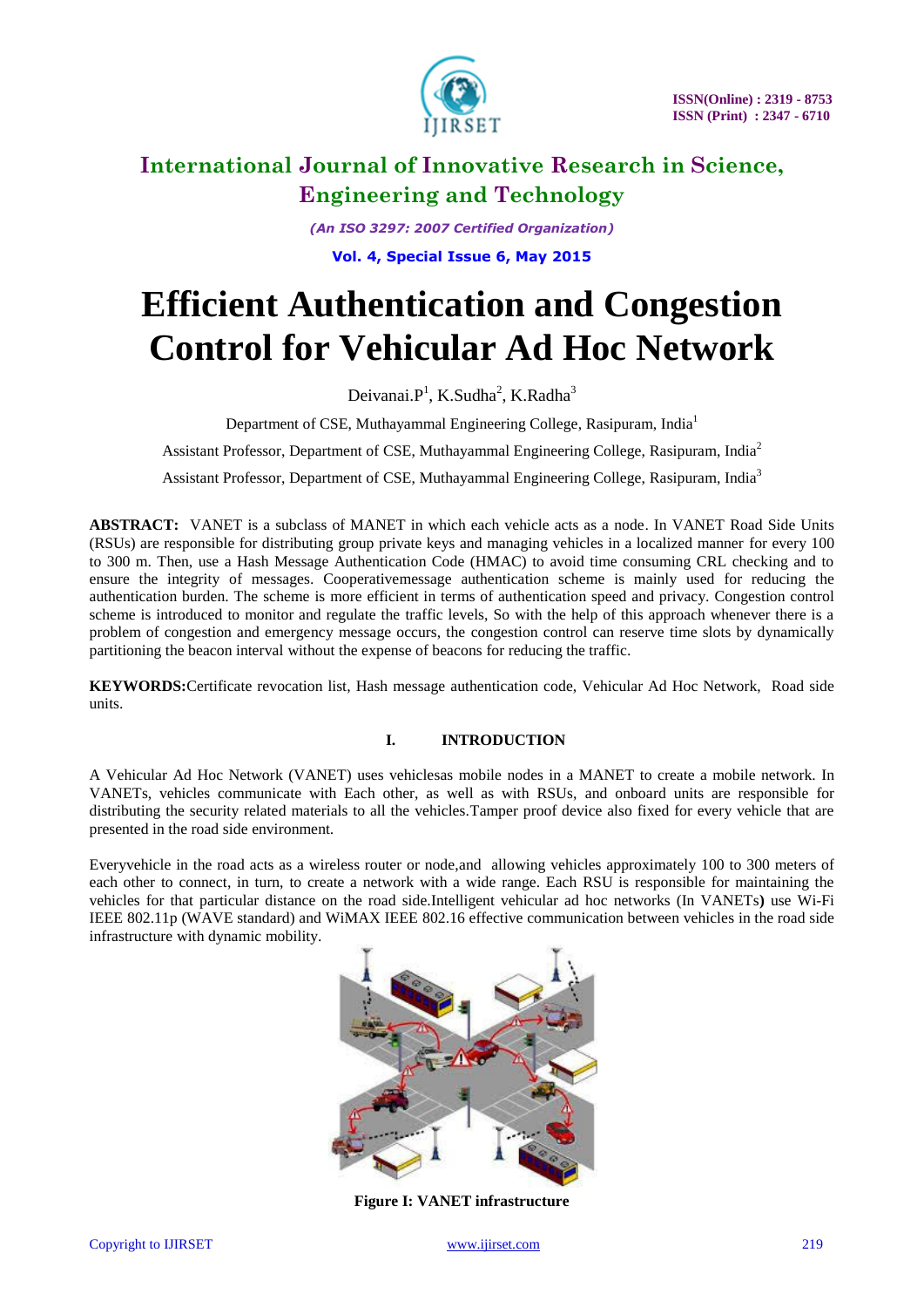# Efficient Authentication and Congestion Control for Vehicular Ad Hoc Network

Deivanai.P[1], K.Sudha[2], K.Radha[3]

Department of CSE, Muthayammal Engineering College, Rasipuram, India[1]

Assistant Professor, Department of CSE, Muthayammal Engineering College, Rasipuram, India[2]

Assistant Professor, Department of CSE, Muthayammal Engineering College, Rasipuram, India[3]

**ABSTRACT:** VANET is a subclass of MANET in which each vehicle acts as a node. In VANET Road Side Units (RSUs) are responsible for distributing group private keys and managing vehicles in a localized manner for every 100 to 300 m. Then, use a Hash Message Authentication Code (HMAC) to avoid time consuming CRL checking and to ensure the integrity of messages. Cooperativemessage authentication scheme is mainly used for reducing the authentication burden. The scheme is more efficient in terms of authentication speed and privacy. Congestion control scheme is introduced to monitor and regulate the traffic levels, So with the help of this approach whenever there is a problem of congestion and emergency message occurs, the congestion control can reserve time slots by dynamically partitioning the beacon interval without the expense of beacons for reducing the traffic.

**KEYWORDS:**Certificate revocation list, Hash message authentication code, Vehicular Ad Hoc Network, Road side units.

## I. INTRODUCTION

A Vehicular Ad Hoc Network (VANET) uses vehiclesas mobile nodes in a MANET to create a mobile network. In VANETs, vehicles communicate with Each other, as well as with RSUs, and onboard units are responsible for distributing the security related materials to all the vehicles.Tamper proof device also fixed for every vehicle that are presented in the road side environment.

Everyvehicle in the road acts as a wireless router or node,and allowing vehicles approximately 100 to 300 meters of each other to connect, in turn, to create a network with a wide range. Each RSU is responsible for maintaining the vehicles for that particular distance on the road side.Intelligent vehicular ad hoc networks (In VANETs**)** use Wi-Fi IEEE 802.11p (WAVE standard) and WiMAX IEEE 802.16 effective communication between vehicles in the road side infrastructure with dynamic mobility.

**Figure I: VANET infrastructure**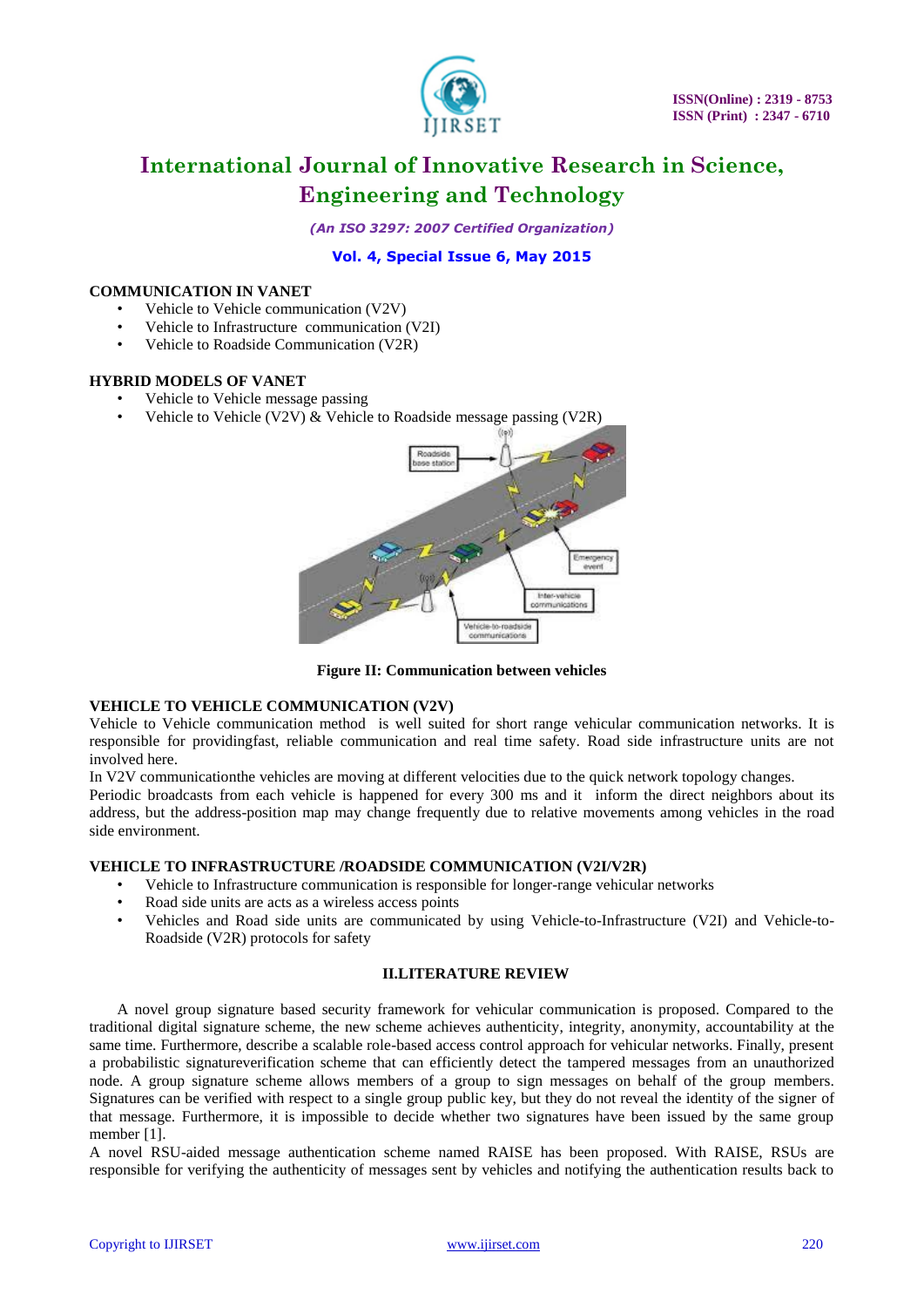**COMMUNICATION IN VANET**

- Vehicle to Vehicle communication (V2V)
- Vehicle to Infrastructure communication (V2I)
- Vehicle to Roadside Communication (V2R)

**HYBRID MODELS OF VANET**

- Vehicle to Vehicle message passing
- Vehicle to Vehicle (V2V) & Vehicle to Roadside message passing (V2R)

**Figure II: Communication between vehicles**

**VEHICLE TO VEHICLE COMMUNICATION (V2V)**

Vehicle to Vehicle communication method is well suited for short range vehicular communication networks. It is responsible for providingfast, reliable communication and real time safety. Road side infrastructure units are not involved here.

In V2V communicationthe vehicles are moving at different velocities due to the quick network topology changes.

Periodic broadcasts from each vehicle is happened for every 300 ms and it inform the direct neighbors about its address, but the address-position map may change frequently due to relative movements among vehicles in the road side environment.

**VEHICLE TO INFRASTRUCTURE /ROADSIDE COMMUNICATION (V2I/V2R)**

- Vehicle to Infrastructure communication is responsible for longer-range vehicular networks
- Road side units are acts as a wireless access points
- Vehicles and Road side units are communicated by using Vehicle-to-Infrastructure (V2I) and Vehicle-to-Roadside (V2R) protocols for safety

## II.LITERATURE REVIEW

A novel group signature based security framework for vehicular communication is proposed. Compared to the traditional digital signature scheme, the new scheme achieves authenticity, integrity, anonymity, accountability at the same time. Furthermore, describe a scalable role-based access control approach for vehicular networks. Finally, present a probabilistic signatureverification scheme that can efficiently detect the tampered messages from an unauthorized node. A group signature scheme allows members of a group to sign messages on behalf of the group members. Signatures can be verified with respect to a single group public key, but they do not reveal the identity of the signer of that message. Furthermore, it is impossible to decide whether two signatures have been issued by the same group member [1].

A novel RSU-aided message authentication scheme named RAISE has been proposed. With RAISE, RSUs are responsible for verifying the authenticity of messages sent by vehicles and notifying the authentication results back to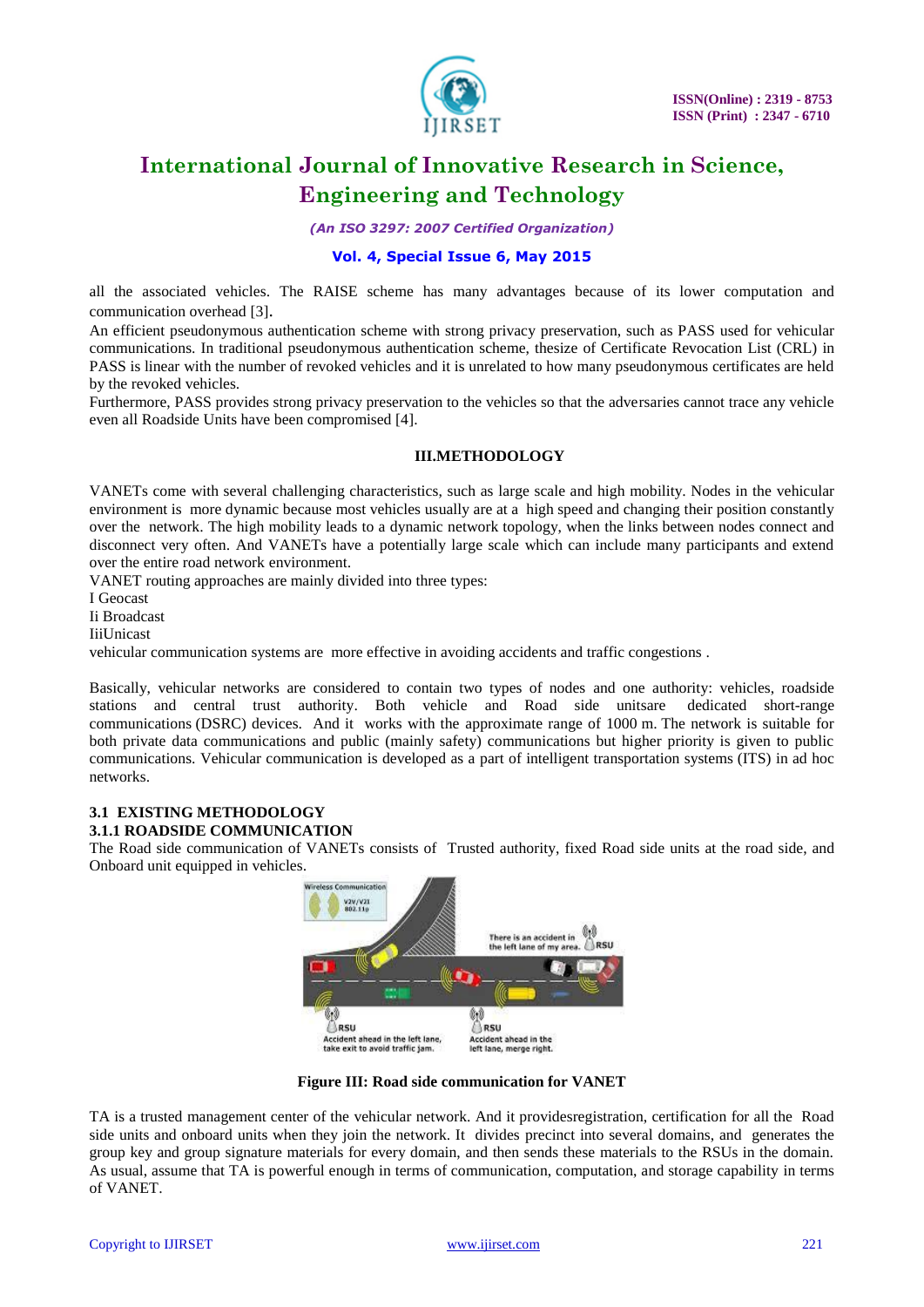all the associated vehicles. The RAISE scheme has many advantages because of its lower computation and communication overhead [3].

An efficient pseudonymous authentication scheme with strong privacy preservation, such as PASS used for vehicular communications. In traditional pseudonymous authentication scheme, thesize of Certificate Revocation List (CRL) in PASS is linear with the number of revoked vehicles and it is unrelated to how many pseudonymous certificates are held by the revoked vehicles.

Furthermore, PASS provides strong privacy preservation to the vehicles so that the adversaries cannot trace any vehicle even all Roadside Units have been compromised [4].

## III.METHODOLOGY

VANETs come with several challenging characteristics, such as large scale and high mobility. Nodes in the vehicular environment is more dynamic because most vehicles usually are at a high speed and changing their position constantly over the network. The high mobility leads to a dynamic network topology, when the links between nodes connect and disconnect very often. And VANETs have a potentially large scale which can include many participants and extend over the entire road network environment.

VANET routing approaches are mainly divided into three types:

I Geocast

Ii Broadcast

IiiUnicast

vehicular communication systems are more effective in avoiding accidents and traffic congestions .

Basically, vehicular networks are considered to contain two types of nodes and one authority: vehicles, roadside stations and central trust authority. Both vehicle and Road side unitsare dedicated short-range communications (DSRC) devices. And it works with the approximate range of 1000 m. The network is suitable for both private data communications and public (mainly safety) communications but higher priority is given to public communications. Vehicular communication is developed as a part of intelligent transportation systems (ITS) in ad hoc networks.

### 3.1 EXISTING METHODOLOGY

### 3.1.1 ROADSIDE COMMUNICATION

The Road side communication of VANETs consists of Trusted authority, fixed Road side units at the road side, and Onboard unit equipped in vehicles.

**Figure III: Road side communication for VANET**

TA is a trusted management center of the vehicular network. And it providesregistration, certification for all the Road side units and onboard units when they join the network. It divides precinct into several domains, and generates the group key and group signature materials for every domain, and then sends these materials to the RSUs in the domain. As usual, assume that TA is powerful enough in terms of communication, computation, and storage capability in terms of VANET.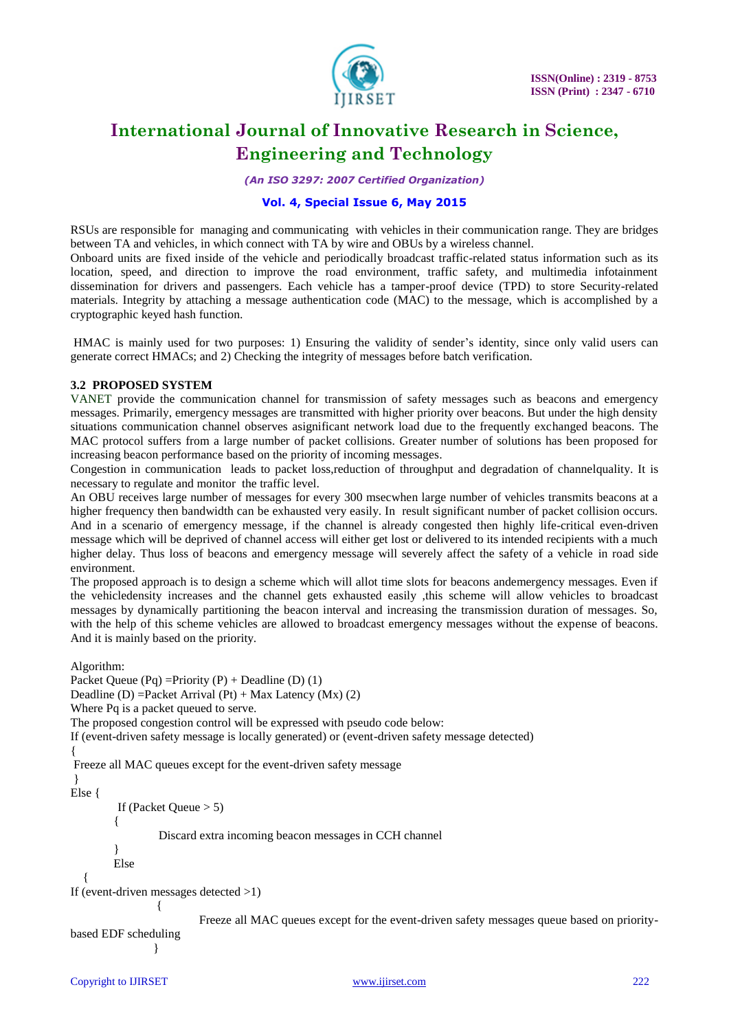RSUs are responsible for managing and communicating with vehicles in their communication range. They are bridges between TA and vehicles, in which connect with TA by wire and OBUs by a wireless channel.

Onboard units are fixed inside of the vehicle and periodically broadcast traffic-related status information such as its location, speed, and direction to improve the road environment, traffic safety, and multimedia infotainment dissemination for drivers and passengers. Each vehicle has a tamper-proof device (TPD) to store Security-related materials. Integrity by attaching a message authentication code (MAC) to the message, which is accomplished by a cryptographic keyed hash function.

HMAC is mainly used for two purposes: 1) Ensuring the validity of sender's identity, since only valid users can generate correct HMACs; and 2) Checking the integrity of messages before batch verification.

### 3.2 PROPOSED SYSTEM

VANET provide the communication channel for transmission of safety messages such as beacons and emergency messages. Primarily, emergency messages are transmitted with higher priority over beacons. But under the high density situations communication channel observes asignificant network load due to the frequently exchanged beacons. The MAC protocol suffers from a large number of packet collisions. Greater number of solutions has been proposed for increasing beacon performance based on the priority of incoming messages.

Congestion in communication leads to packet loss,reduction of throughput and degradation of channelquality. It is necessary to regulate and monitor the traffic level.

An OBU receives large number of messages for every 300 msecwhen large number of vehicles transmits beacons at a higher frequency then bandwidth can be exhausted very easily. In result significant number of packet collision occurs. And in a scenario of emergency message, if the channel is already congested then highly life-critical even-driven message which will be deprived of channel access will either get lost or delivered to its intended recipients with a much higher delay. Thus loss of beacons and emergency message will severely affect the safety of a vehicle in road side environment.

The proposed approach is to design a scheme which will allot time slots for beacons andemergency messages. Even if the vehicledensity increases and the channel gets exhausted easily ,this scheme will allow vehicles to broadcast messages by dynamically partitioning the beacon interval and increasing the transmission duration of messages. So, with the help of this scheme vehicles are allowed to broadcast emergency messages without the expense of beacons. And it is mainly based on the priority.

Algorithm:

Packet Queue (Pq) =Priority (P) + Deadline (D) (1)

Deadline (D) =Packet Arrival (Pt) + Max Latency (Mx) (2)

Where Pq is a packet queued to serve.

The proposed congestion control will be expressed with pseudo code below:

```
If (event-driven safety message is locally generated) or (event-driven safety message detected)
{
 Freeze all MAC queues except for the event-driven safety message
 }
Else {
          If (Packet Queue > 5)
         {
                  Discard extra incoming beacon messages in CCH channel
         }
         Else
   {
If (event-driven messages detected >1)
                  {
                           Freeze all MAC queues except for the event-driven safety messages queue based on priority-
based EDF scheduling
                  }
```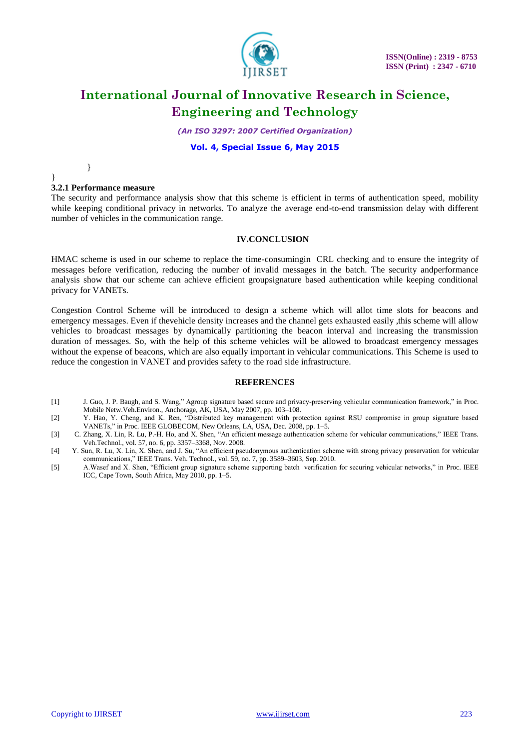}

}

### 3.2.1 Performance measure

The security and performance analysis show that this scheme is efficient in terms of authentication speed, mobility while keeping conditional privacy in networks. To analyze the average end-to-end transmission delay with different number of vehicles in the communication range.

## IV.CONCLUSION

HMAC scheme is used in our scheme to replace the time-consumingin CRL checking and to ensure the integrity of messages before verification, reducing the number of invalid messages in the batch. The security andperformance analysis show that our scheme can achieve efficient groupsignature based authentication while keeping conditional privacy for VANETs.

Congestion Control Scheme will be introduced to design a scheme which will allot time slots for beacons and emergency messages. Even if thevehicle density increases and the channel gets exhausted easily ,this scheme will allow vehicles to broadcast messages by dynamically partitioning the beacon interval and increasing the transmission duration of messages. So, with the help of this scheme vehicles will be allowed to broadcast emergency messages without the expense of beacons, which are also equally important in vehicular communications. This Scheme is used to reduce the congestion in VANET and provides safety to the road side infrastructure.

## REFERENCES

[1] J. Guo, J. P. Baugh, and S. Wang," Agroup signature based secure and privacy-preserving vehicular communication framework," in Proc. Mobile Netw.Veh.Environ., Anchorage, AK, USA, May 2007, pp. 103–108.

[2] Y. Hao, Y. Cheng, and K. Ren, "Distributed key management with protection against RSU compromise in group signature based VANETs," in Proc. IEEE GLOBECOM, New Orleans, LA, USA, Dec. 2008, pp. 1–5.

[3] C. Zhang, X. Lin, R. Lu, P.-H. Ho, and X. Shen, "An efficient message authentication scheme for vehicular communications," IEEE Trans. Veh.Technol., vol. 57, no. 6, pp. 3357–3368, Nov. 2008.

[4] Y. Sun, R. Lu, X. Lin, X. Shen, and J. Su, "An efficient pseudonymous authentication scheme with strong privacy preservation for vehicular communications," IEEE Trans. Veh. Technol., vol. 59, no. 7, pp. 3589–3603, Sep. 2010.

[5] A.Wasef and X. Shen, "Efficient group signature scheme supporting batch verification for securing vehicular networks," in Proc. IEEE ICC, Cape Town, South Africa, May 2010, pp. 1–5.